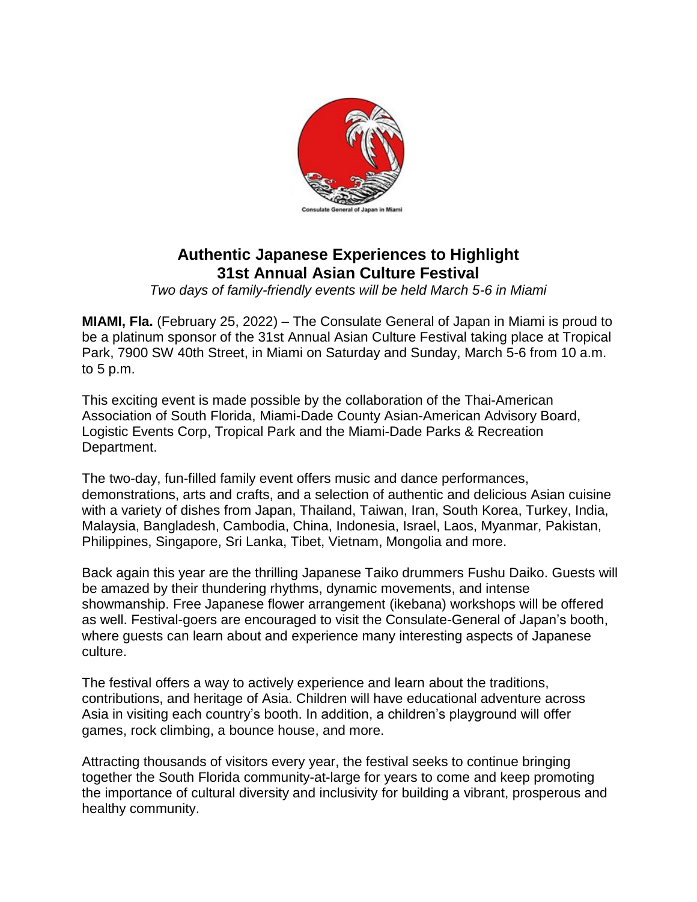Consulate General of Japan in Miami

# Authentic Japanese Experiences to Highlight 31st Annual Asian Culture Festival

*Two days of family-friendly events will be held March 5-6 in Miami*

**MIAMI, Fla.** (February 25, 2022) – The Consulate General of Japan in Miami is proud to be a platinum sponsor of the 31st Annual Asian Culture Festival taking place at Tropical Park, 7900 SW 40th Street, in Miami on Saturday and Sunday, March 5-6 from 10 a.m. to 5 p.m.

This exciting event is made possible by the collaboration of the Thai-American Association of South Florida, Miami-Dade County Asian-American Advisory Board, Logistic Events Corp, Tropical Park and the Miami-Dade Parks & Recreation Department.

The two-day, fun-filled family event offers music and dance performances, demonstrations, arts and crafts, and a selection of authentic and delicious Asian cuisine with a variety of dishes from Japan, Thailand, Taiwan, Iran, South Korea, Turkey, India, Malaysia, Bangladesh, Cambodia, China, Indonesia, Israel, Laos, Myanmar, Pakistan, Philippines, Singapore, Sri Lanka, Tibet, Vietnam, Mongolia and more.

Back again this year are the thrilling Japanese Taiko drummers Fushu Daiko. Guests will be amazed by their thundering rhythms, dynamic movements, and intense showmanship. Free Japanese flower arrangement (ikebana) workshops will be offered as well. Festival-goers are encouraged to visit the Consulate-General of Japan's booth, where guests can learn about and experience many interesting aspects of Japanese culture.

The festival offers a way to actively experience and learn about the traditions, contributions, and heritage of Asia. Children will have educational adventure across Asia in visiting each country's booth. In addition, a children's playground will offer games, rock climbing, a bounce house, and more.

Attracting thousands of visitors every year, the festival seeks to continue bringing together the South Florida community-at-large for years to come and keep promoting the importance of cultural diversity and inclusivity for building a vibrant, prosperous and healthy community.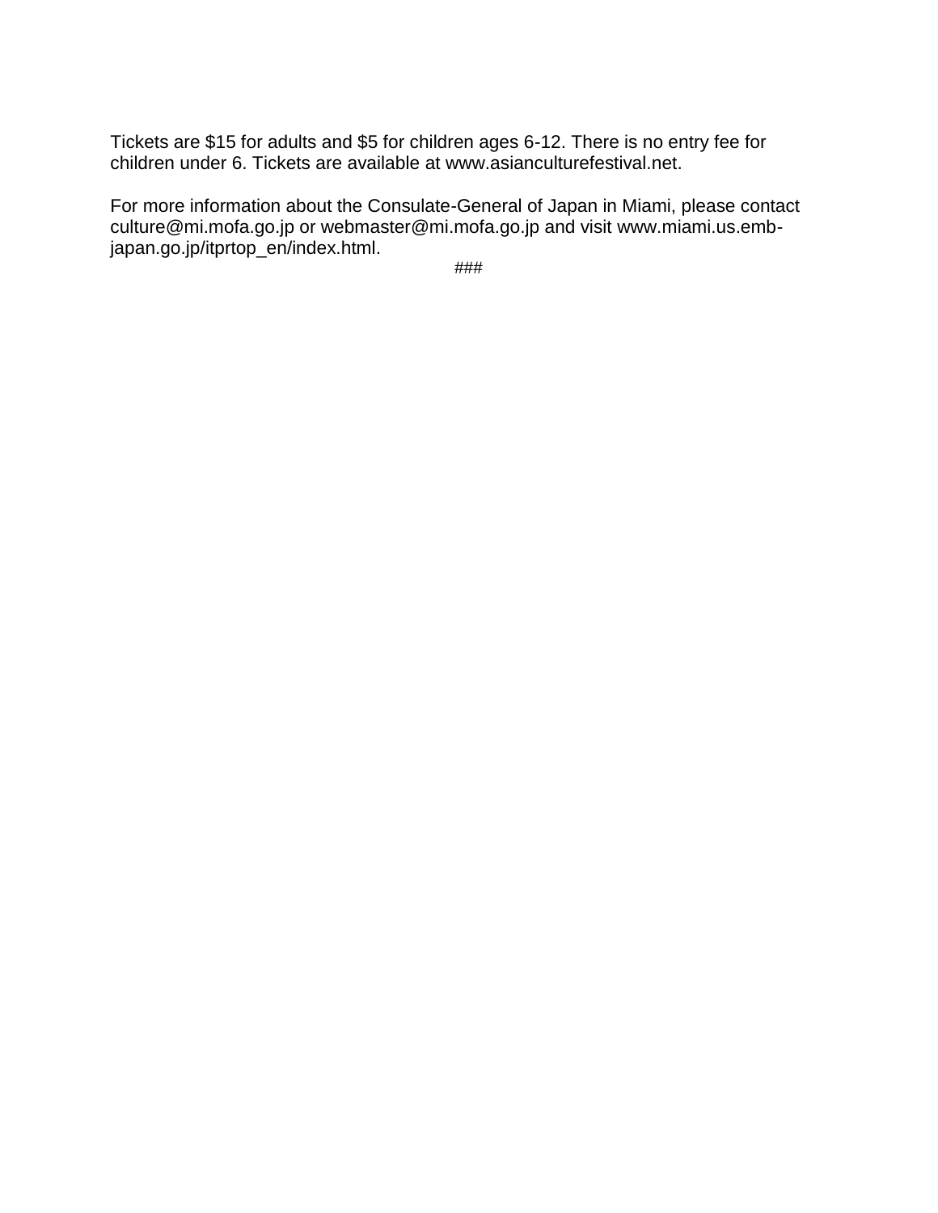Tickets are $15 for adults and $5 for children ages 6-12. There is no entry fee for children under 6. Tickets are available at www.asianculturefestival.net.

For more information about the Consulate-General of Japan in Miami, please contact culture@mi.mofa.go.jp or webmaster@mi.mofa.go.jp and visit www.miami.us.emb-japan.go.jp/itprtop_en/index.html.

###